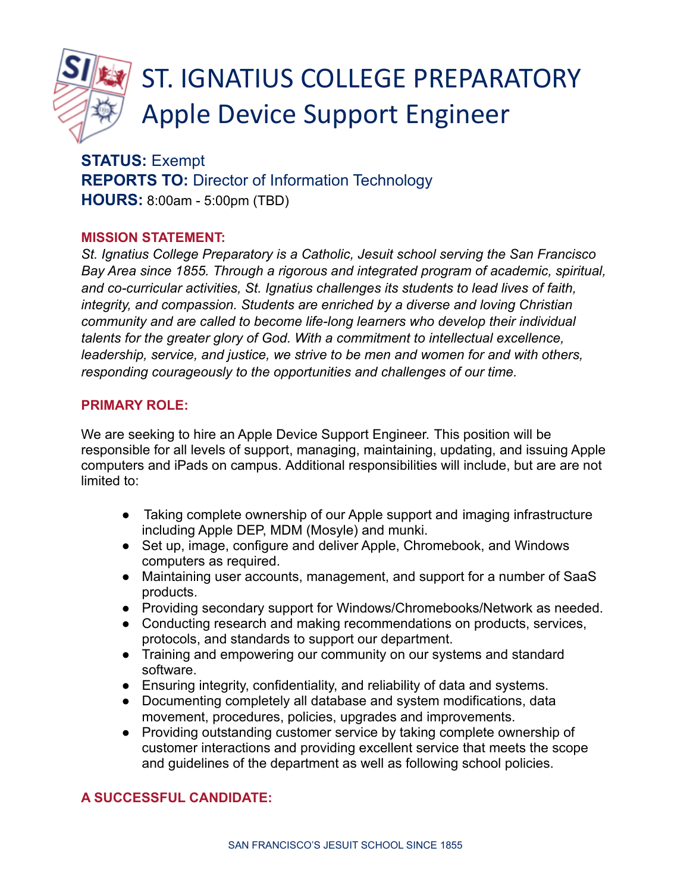# ST. IGNATIUS COLLEGE PREPARATORY
# Apple Device Support Engineer

**STATUS:** Exempt
**REPORTS TO:** Director of Information Technology
**HOURS:** 8:00am - 5:00pm (TBD)

## MISSION STATEMENT:

*St. Ignatius College Preparatory is a Catholic, Jesuit school serving the San Francisco Bay Area since 1855. Through a rigorous and integrated program of academic, spiritual, and co-curricular activities, St. Ignatius challenges its students to lead lives of faith, integrity, and compassion. Students are enriched by a diverse and loving Christian community and are called to become life-long learners who develop their individual talents for the greater glory of God. With a commitment to intellectual excellence, leadership, service, and justice, we strive to be men and women for and with others, responding courageously to the opportunities and challenges of our time.*

## PRIMARY ROLE:

We are seeking to hire an Apple Device Support Engineer. This position will be responsible for all levels of support, managing, maintaining, updating, and issuing Apple computers and iPads on campus. Additional responsibilities will include, but are are not limited to:

- Taking complete ownership of our Apple support and imaging infrastructure including Apple DEP, MDM (Mosyle) and munki.
- Set up, image, configure and deliver Apple, Chromebook, and Windows computers as required.
- Maintaining user accounts, management, and support for a number of SaaS products.
- Providing secondary support for Windows/Chromebooks/Network as needed.
- Conducting research and making recommendations on products, services, protocols, and standards to support our department.
- Training and empowering our community on our systems and standard software.
- Ensuring integrity, confidentiality, and reliability of data and systems.
- Documenting completely all database and system modifications, data movement, procedures, policies, upgrades and improvements.
- Providing outstanding customer service by taking complete ownership of customer interactions and providing excellent service that meets the scope and guidelines of the department as well as following school policies.

## A SUCCESSFUL CANDIDATE: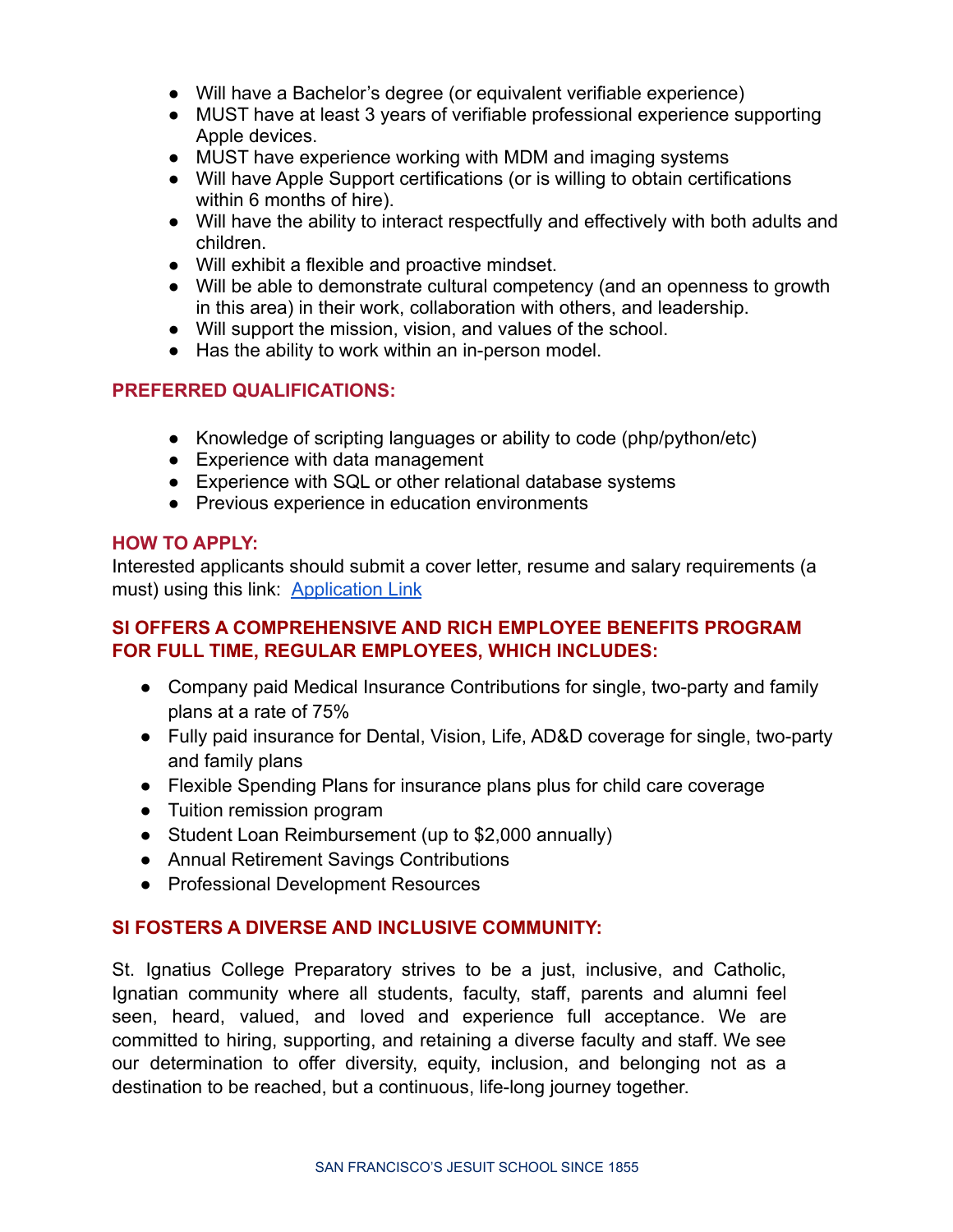- Will have a Bachelor's degree (or equivalent verifiable experience)
- MUST have at least 3 years of verifiable professional experience supporting Apple devices.
- MUST have experience working with MDM and imaging systems
- Will have Apple Support certifications (or is willing to obtain certifications within 6 months of hire).
- Will have the ability to interact respectfully and effectively with both adults and children.
- Will exhibit a flexible and proactive mindset.
- Will be able to demonstrate cultural competency (and an openness to growth in this area) in their work, collaboration with others, and leadership.
- Will support the mission, vision, and values of the school.
- Has the ability to work within an in-person model.

## PREFERRED QUALIFICATIONS:

- Knowledge of scripting languages or ability to code (php/python/etc)
- Experience with data management
- Experience with SQL or other relational database systems
- Previous experience in education environments

## HOW TO APPLY:

Interested applicants should submit a cover letter, resume and salary requirements (a must) using this link: Application Link

## SI OFFERS A COMPREHENSIVE AND RICH EMPLOYEE BENEFITS PROGRAM FOR FULL TIME, REGULAR EMPLOYEES, WHICH INCLUDES:

- Company paid Medical Insurance Contributions for single, two-party and family plans at a rate of 75%
- Fully paid insurance for Dental, Vision, Life, AD&D coverage for single, two-party and family plans
- Flexible Spending Plans for insurance plans plus for child care coverage
- Tuition remission program
- Student Loan Reimbursement (up to $2,000 annually)
- Annual Retirement Savings Contributions
- Professional Development Resources

## SI FOSTERS A DIVERSE AND INCLUSIVE COMMUNITY:

St. Ignatius College Preparatory strives to be a just, inclusive, and Catholic, Ignatian community where all students, faculty, staff, parents and alumni feel seen, heard, valued, and loved and experience full acceptance. We are committed to hiring, supporting, and retaining a diverse faculty and staff. We see our determination to offer diversity, equity, inclusion, and belonging not as a destination to be reached, but a continuous, life-long journey together.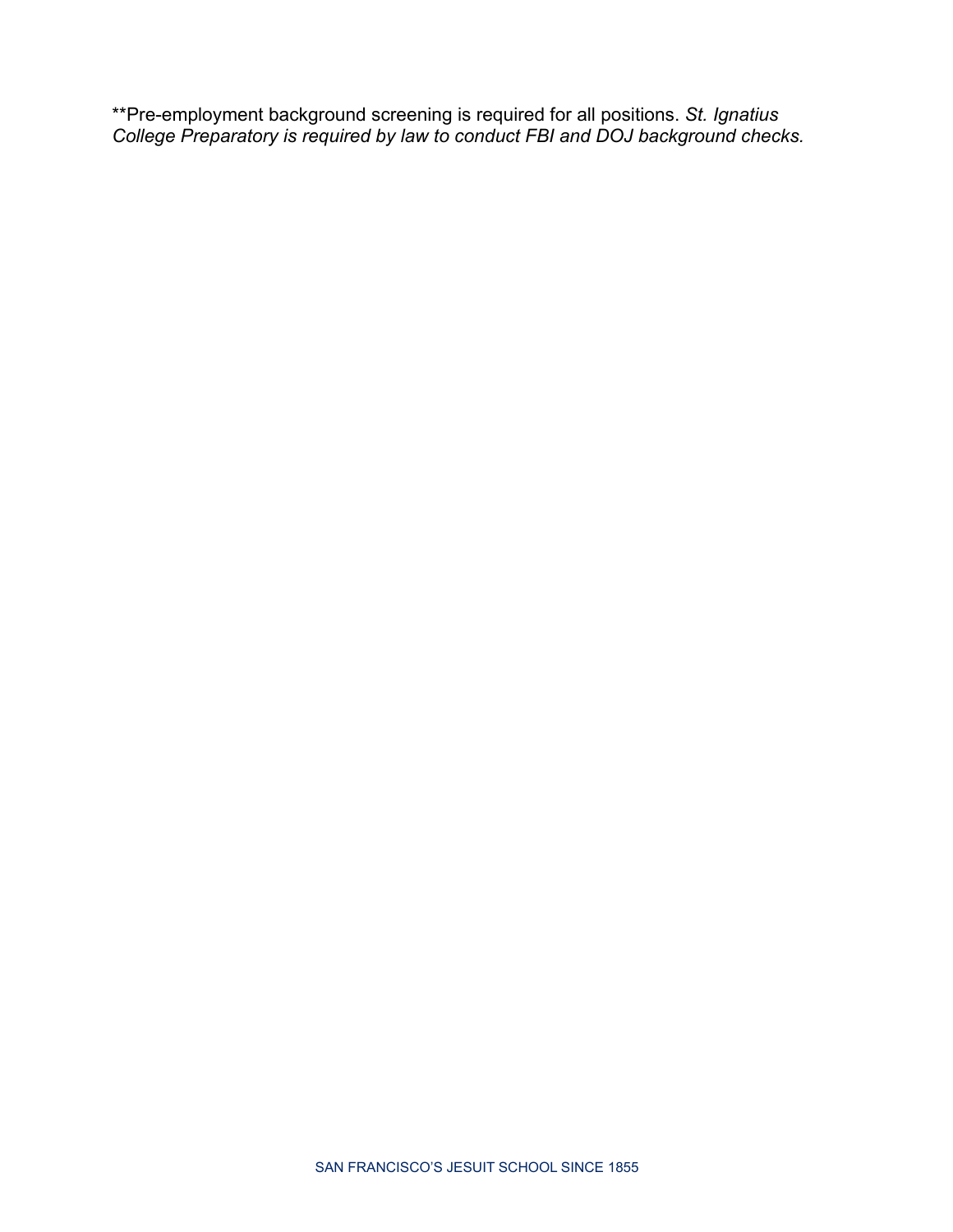**Pre-employment background screening is required for all positions. *St. Ignatius College Preparatory is required by law to conduct FBI and DOJ background checks.*